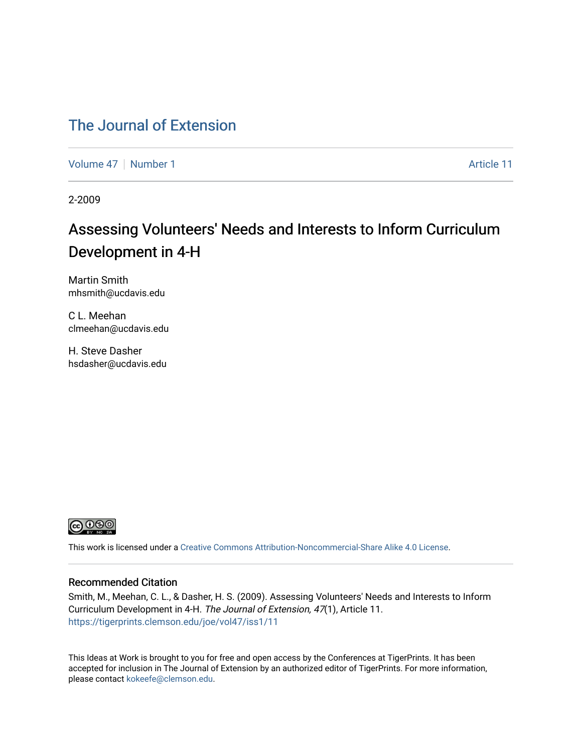# The Journal of Extension

Volume 47 | Number 1 | Article 11

2-2009

## Assessing Volunteers' Needs and Interests to Inform Curriculum Development in 4-H

Martin Smith
mhsmith@ucdavis.edu

C L. Meehan
clmeehan@ucdavis.edu

H. Steve Dasher
hsdasher@ucdavis.edu

This work is licensed under a Creative Commons Attribution-Noncommercial-Share Alike 4.0 License.

### Recommended Citation

Smith, M., Meehan, C. L., & Dasher, H. S. (2009). Assessing Volunteers' Needs and Interests to Inform Curriculum Development in 4-H. *The Journal of Extension, 47*(1), Article 11. https://tigerprints.clemson.edu/joe/vol47/iss1/11

This Ideas at Work is brought to you for free and open access by the Conferences at TigerPrints. It has been accepted for inclusion in The Journal of Extension by an authorized editor of TigerPrints. For more information, please contact kokeefe@clemson.edu.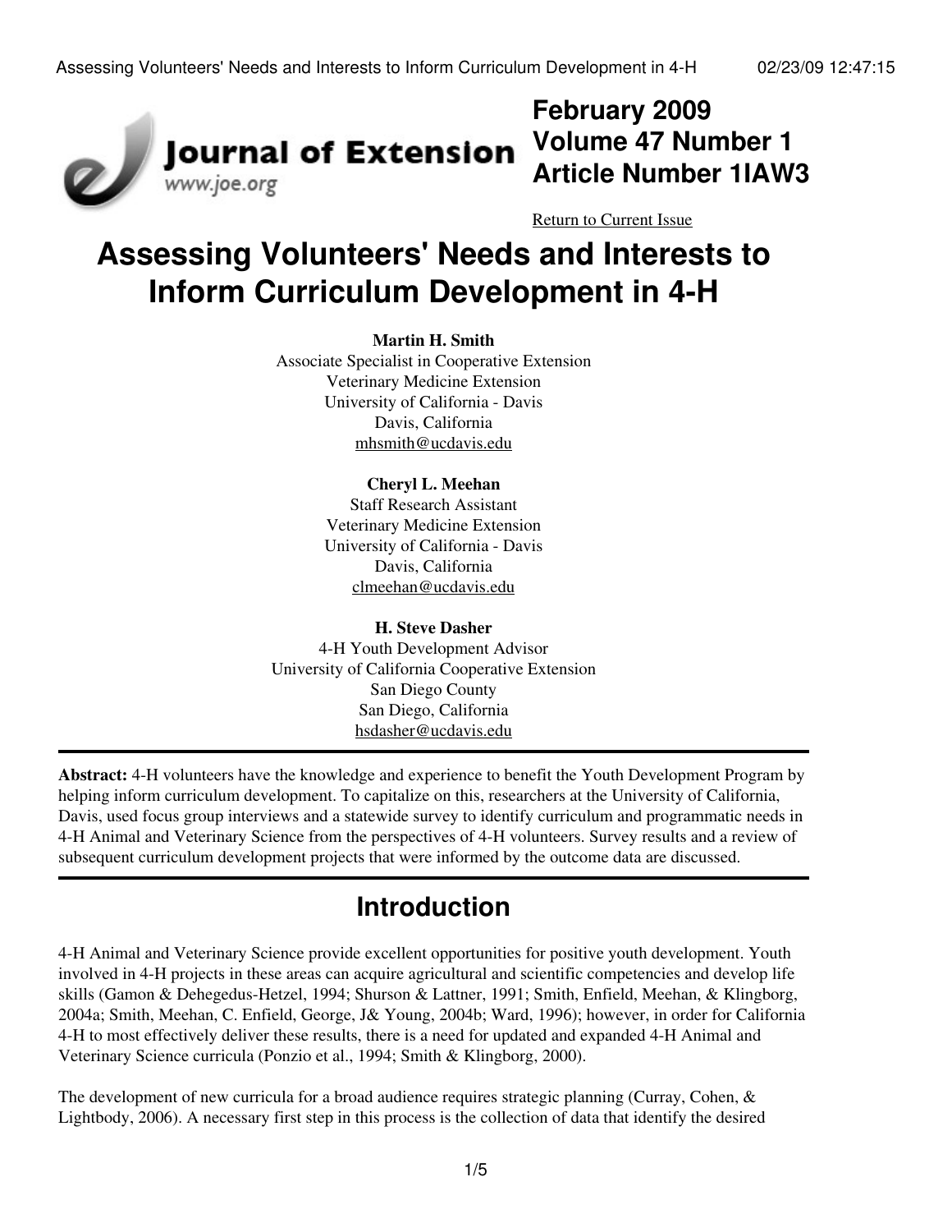February 2009
Volume 47 Number 1
Article Number 1IAW3

Return to Current Issue

# Assessing Volunteers' Needs and Interests to Inform Curriculum Development in 4-H

**Martin H. Smith**
Associate Specialist in Cooperative Extension
Veterinary Medicine Extension
University of California - Davis
Davis, California
mhsmith@ucdavis.edu

**Cheryl L. Meehan**
Staff Research Assistant
Veterinary Medicine Extension
University of California - Davis
Davis, California
clmeehan@ucdavis.edu

**H. Steve Dasher**
4-H Youth Development Advisor
University of California Cooperative Extension
San Diego County
San Diego, California
hsdasher@ucdavis.edu

---

**Abstract:** 4-H volunteers have the knowledge and experience to benefit the Youth Development Program by helping inform curriculum development. To capitalize on this, researchers at the University of California, Davis, used focus group interviews and a statewide survey to identify curriculum and programmatic needs in 4-H Animal and Veterinary Science from the perspectives of 4-H volunteers. Survey results and a review of subsequent curriculum development projects that were informed by the outcome data are discussed.

---

## Introduction

4-H Animal and Veterinary Science provide excellent opportunities for positive youth development. Youth involved in 4-H projects in these areas can acquire agricultural and scientific competencies and develop life skills (Gamon & Dehegedus-Hetzel, 1994; Shurson & Lattner, 1991; Smith, Enfield, Meehan, & Klingborg, 2004a; Smith, Meehan, C. Enfield, George, J& Young, 2004b; Ward, 1996); however, in order for California 4-H to most effectively deliver these results, there is a need for updated and expanded 4-H Animal and Veterinary Science curricula (Ponzio et al., 1994; Smith & Klingborg, 2000).

The development of new curricula for a broad audience requires strategic planning (Curray, Cohen, & Lightbody, 2006). A necessary first step in this process is the collection of data that identify the desired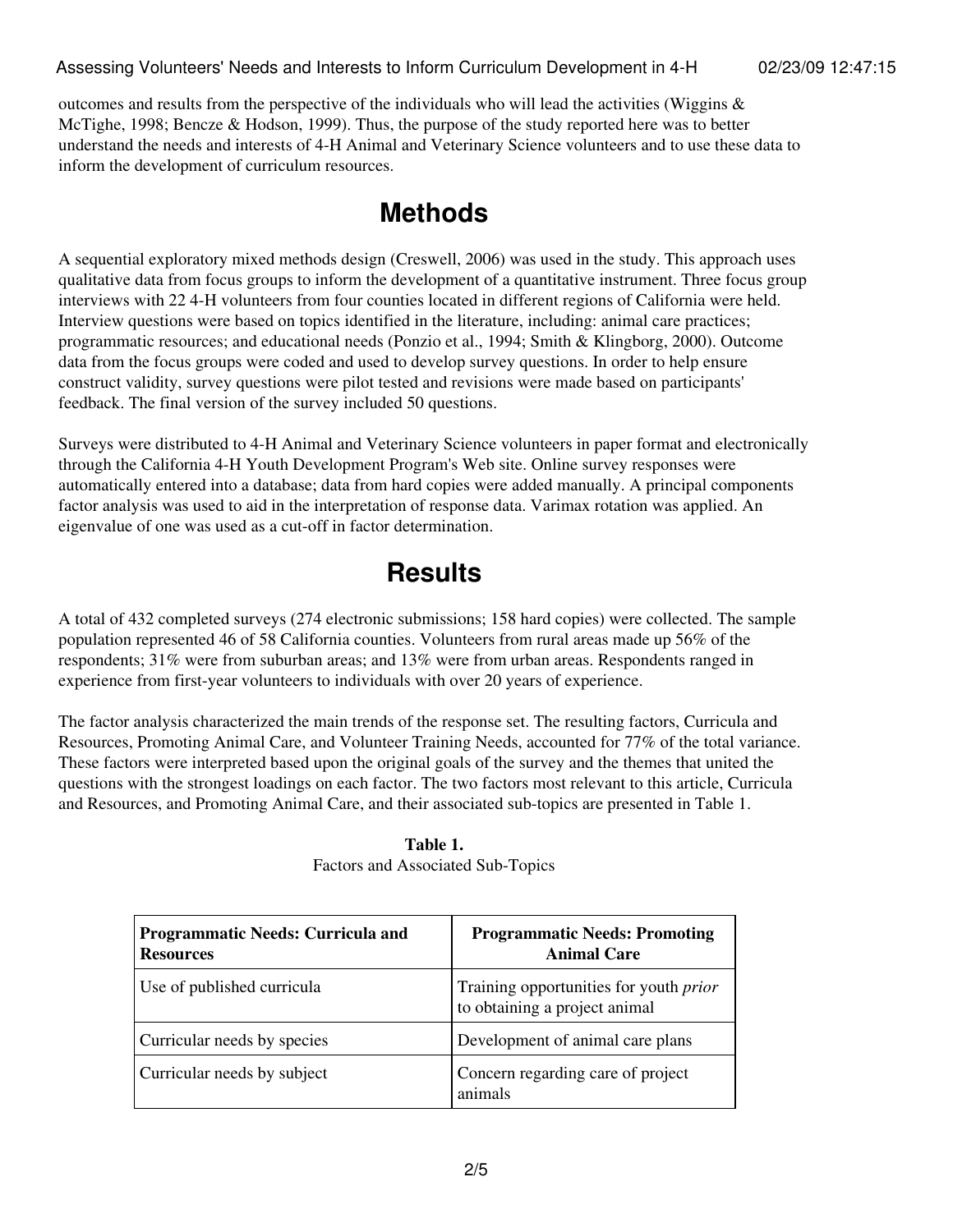outcomes and results from the perspective of the individuals who will lead the activities (Wiggins & McTighe, 1998; Bencze & Hodson, 1999). Thus, the purpose of the study reported here was to better understand the needs and interests of 4-H Animal and Veterinary Science volunteers and to use these data to inform the development of curriculum resources.

# Methods

A sequential exploratory mixed methods design (Creswell, 2006) was used in the study. This approach uses qualitative data from focus groups to inform the development of a quantitative instrument. Three focus group interviews with 22 4-H volunteers from four counties located in different regions of California were held. Interview questions were based on topics identified in the literature, including: animal care practices; programmatic resources; and educational needs (Ponzio et al., 1994; Smith & Klingborg, 2000). Outcome data from the focus groups were coded and used to develop survey questions. In order to help ensure construct validity, survey questions were pilot tested and revisions were made based on participants' feedback. The final version of the survey included 50 questions.

Surveys were distributed to 4-H Animal and Veterinary Science volunteers in paper format and electronically through the California 4-H Youth Development Program's Web site. Online survey responses were automatically entered into a database; data from hard copies were added manually. A principal components factor analysis was used to aid in the interpretation of response data. Varimax rotation was applied. An eigenvalue of one was used as a cut-off in factor determination.

# Results

A total of 432 completed surveys (274 electronic submissions; 158 hard copies) were collected. The sample population represented 46 of 58 California counties. Volunteers from rural areas made up 56% of the respondents; 31% were from suburban areas; and 13% were from urban areas. Respondents ranged in experience from first-year volunteers to individuals with over 20 years of experience.

The factor analysis characterized the main trends of the response set. The resulting factors, Curricula and Resources, Promoting Animal Care, and Volunteer Training Needs, accounted for 77% of the total variance. These factors were interpreted based upon the original goals of the survey and the themes that united the questions with the strongest loadings on each factor. The two factors most relevant to this article, Curricula and Resources, and Promoting Animal Care, and their associated sub-topics are presented in Table 1.

**Table 1.**
Factors and Associated Sub-Topics

| **Programmatic Needs: Curricula and Resources** | **Programmatic Needs: Promoting Animal Care** |
|---|---|
| Use of published curricula | Training opportunities for youth *prior* to obtaining a project animal |
| Curricular needs by species | Development of animal care plans |
| Curricular needs by subject | Concern regarding care of project animals |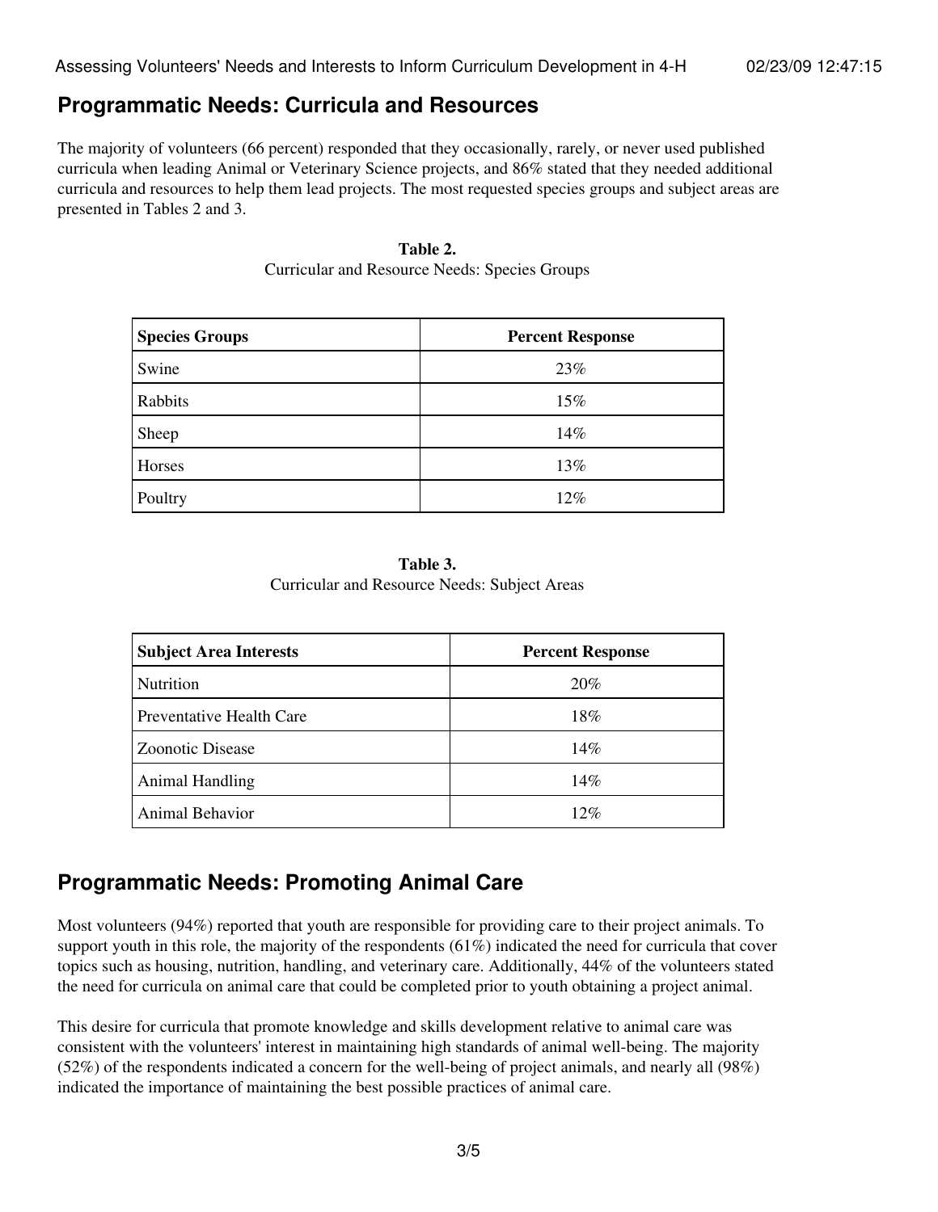## Programmatic Needs: Curricula and Resources

The majority of volunteers (66 percent) responded that they occasionally, rarely, or never used published curricula when leading Animal or Veterinary Science projects, and 86% stated that they needed additional curricula and resources to help them lead projects. The most requested species groups and subject areas are presented in Tables 2 and 3.

**Table 2.**
Curricular and Resource Needs: Species Groups

| Species Groups | Percent Response |
| --- | --- |
| Swine | 23% |
| Rabbits | 15% |
| Sheep | 14% |
| Horses | 13% |
| Poultry | 12% |

**Table 3.**
Curricular and Resource Needs: Subject Areas

| Subject Area Interests | Percent Response |
| --- | --- |
| Nutrition | 20% |
| Preventative Health Care | 18% |
| Zoonotic Disease | 14% |
| Animal Handling | 14% |
| Animal Behavior | 12% |

## Programmatic Needs: Promoting Animal Care

Most volunteers (94%) reported that youth are responsible for providing care to their project animals. To support youth in this role, the majority of the respondents (61%) indicated the need for curricula that cover topics such as housing, nutrition, handling, and veterinary care. Additionally, 44% of the volunteers stated the need for curricula on animal care that could be completed prior to youth obtaining a project animal.

This desire for curricula that promote knowledge and skills development relative to animal care was consistent with the volunteers' interest in maintaining high standards of animal well-being. The majority (52%) of the respondents indicated a concern for the well-being of project animals, and nearly all (98%) indicated the importance of maintaining the best possible practices of animal care.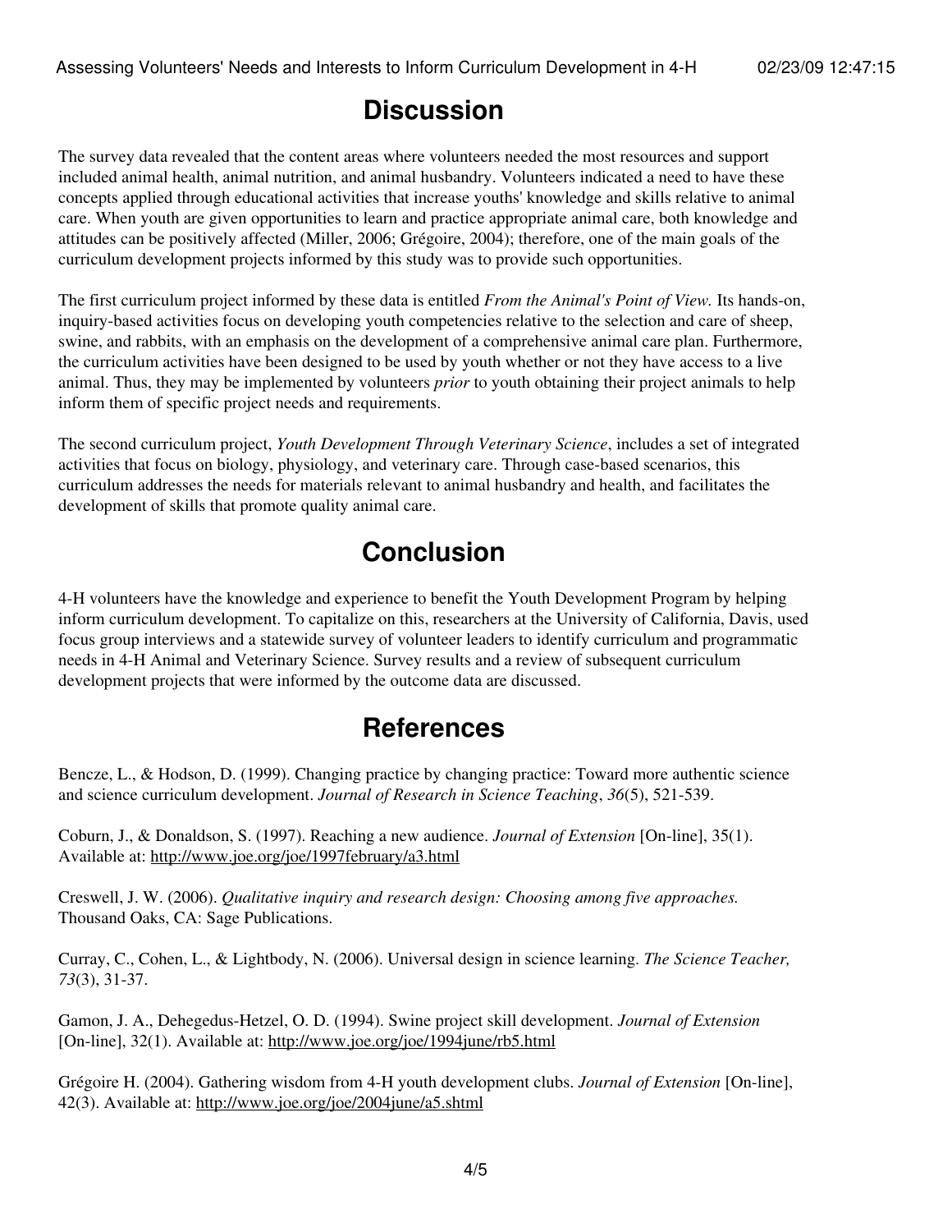## Discussion

The survey data revealed that the content areas where volunteers needed the most resources and support included animal health, animal nutrition, and animal husbandry. Volunteers indicated a need to have these concepts applied through educational activities that increase youths' knowledge and skills relative to animal care. When youth are given opportunities to learn and practice appropriate animal care, both knowledge and attitudes can be positively affected (Miller, 2006; Grégoire, 2004); therefore, one of the main goals of the curriculum development projects informed by this study was to provide such opportunities.

The first curriculum project informed by these data is entitled *From the Animal's Point of View.* Its hands-on, inquiry-based activities focus on developing youth competencies relative to the selection and care of sheep, swine, and rabbits, with an emphasis on the development of a comprehensive animal care plan. Furthermore, the curriculum activities have been designed to be used by youth whether or not they have access to a live animal. Thus, they may be implemented by volunteers *prior* to youth obtaining their project animals to help inform them of specific project needs and requirements.

The second curriculum project, *Youth Development Through Veterinary Science*, includes a set of integrated activities that focus on biology, physiology, and veterinary care. Through case-based scenarios, this curriculum addresses the needs for materials relevant to animal husbandry and health, and facilitates the development of skills that promote quality animal care.

## Conclusion

4-H volunteers have the knowledge and experience to benefit the Youth Development Program by helping inform curriculum development. To capitalize on this, researchers at the University of California, Davis, used focus group interviews and a statewide survey of volunteer leaders to identify curriculum and programmatic needs in 4-H Animal and Veterinary Science. Survey results and a review of subsequent curriculum development projects that were informed by the outcome data are discussed.

## References

Bencze, L., & Hodson, D. (1999). Changing practice by changing practice: Toward more authentic science and science curriculum development. *Journal of Research in Science Teaching*, *36*(5), 521-539.

Coburn, J., & Donaldson, S. (1997). Reaching a new audience. *Journal of Extension* [On-line], 35(1). Available at: http://www.joe.org/joe/1997february/a3.html

Creswell, J. W. (2006). *Qualitative inquiry and research design: Choosing among five approaches.* Thousand Oaks, CA: Sage Publications.

Curray, C., Cohen, L., & Lightbody, N. (2006). Universal design in science learning. *The Science Teacher, 73*(3), 31-37.

Gamon, J. A., Dehegedus-Hetzel, O. D. (1994). Swine project skill development. *Journal of Extension* [On-line], 32(1). Available at: http://www.joe.org/joe/1994june/rb5.html

Grégoire H. (2004). Gathering wisdom from 4-H youth development clubs. *Journal of Extension* [On-line], 42(3). Available at: http://www.joe.org/joe/2004june/a5.shtml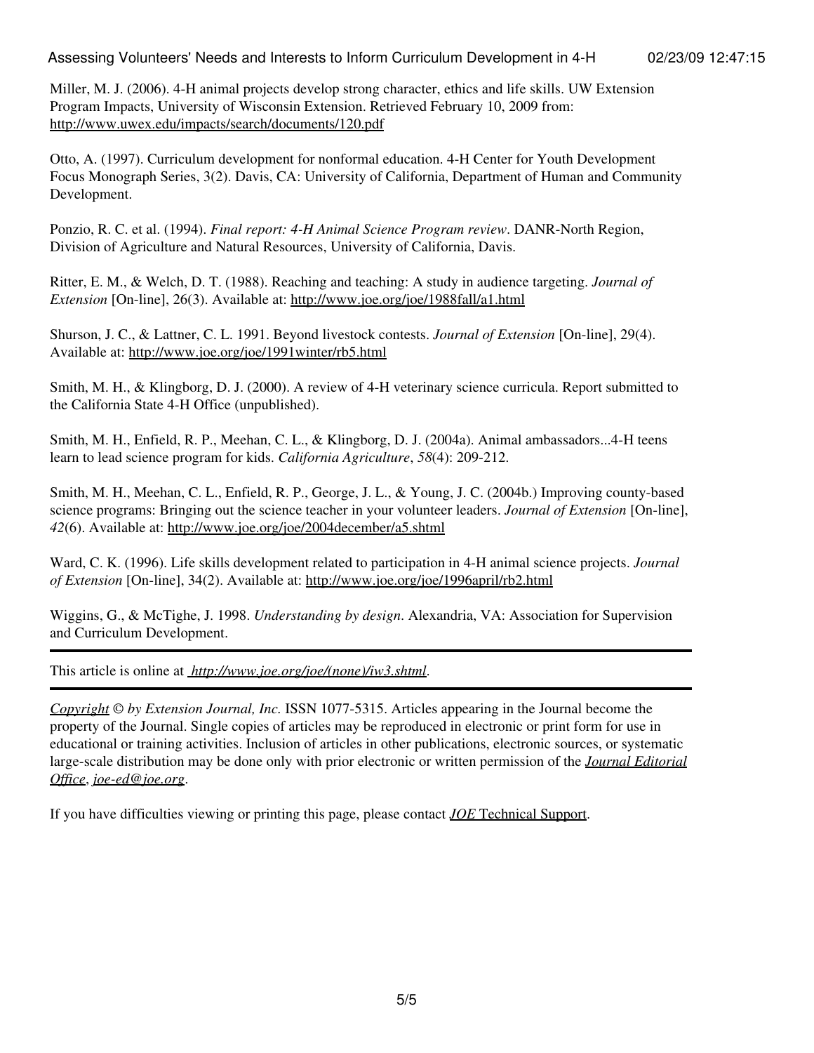Miller, M. J. (2006). 4-H animal projects develop strong character, ethics and life skills. UW Extension Program Impacts, University of Wisconsin Extension. Retrieved February 10, 2009 from: http://www.uwex.edu/impacts/search/documents/120.pdf

Otto, A. (1997). Curriculum development for nonformal education. 4-H Center for Youth Development Focus Monograph Series, 3(2). Davis, CA: University of California, Department of Human and Community Development.

Ponzio, R. C. et al. (1994). *Final report: 4-H Animal Science Program review*. DANR-North Region, Division of Agriculture and Natural Resources, University of California, Davis.

Ritter, E. M., & Welch, D. T. (1988). Reaching and teaching: A study in audience targeting. *Journal of Extension* [On-line], 26(3). Available at: http://www.joe.org/joe/1988fall/a1.html

Shurson, J. C., & Lattner, C. L. 1991. Beyond livestock contests. *Journal of Extension* [On-line], 29(4). Available at: http://www.joe.org/joe/1991winter/rb5.html

Smith, M. H., & Klingborg, D. J. (2000). A review of 4-H veterinary science curricula. Report submitted to the California State 4-H Office (unpublished).

Smith, M. H., Enfield, R. P., Meehan, C. L., & Klingborg, D. J. (2004a). Animal ambassadors...4-H teens learn to lead science program for kids. *California Agriculture*, *58*(4): 209-212.

Smith, M. H., Meehan, C. L., Enfield, R. P., George, J. L., & Young, J. C. (2004b.) Improving county-based science programs: Bringing out the science teacher in your volunteer leaders. *Journal of Extension* [On-line], *42*(6). Available at: http://www.joe.org/joe/2004december/a5.shtml

Ward, C. K. (1996). Life skills development related to participation in 4-H animal science projects. *Journal of Extension* [On-line], 34(2). Available at: http://www.joe.org/joe/1996april/rb2.html

Wiggins, G., & McTighe, J. 1998. *Understanding by design*. Alexandria, VA: Association for Supervision and Curriculum Development.

---

This article is online at *http://www.joe.org/joe/(none)/iw3.shtml*.

---

*Copyright* © *by Extension Journal, Inc.* ISSN 1077-5315. Articles appearing in the Journal become the property of the Journal. Single copies of articles may be reproduced in electronic or print form for use in educational or training activities. Inclusion of articles in other publications, electronic sources, or systematic large-scale distribution may be done only with prior electronic or written permission of the *Journal Editorial Office*, *joe-ed@joe.org*.

If you have difficulties viewing or printing this page, please contact *JOE* Technical Support.